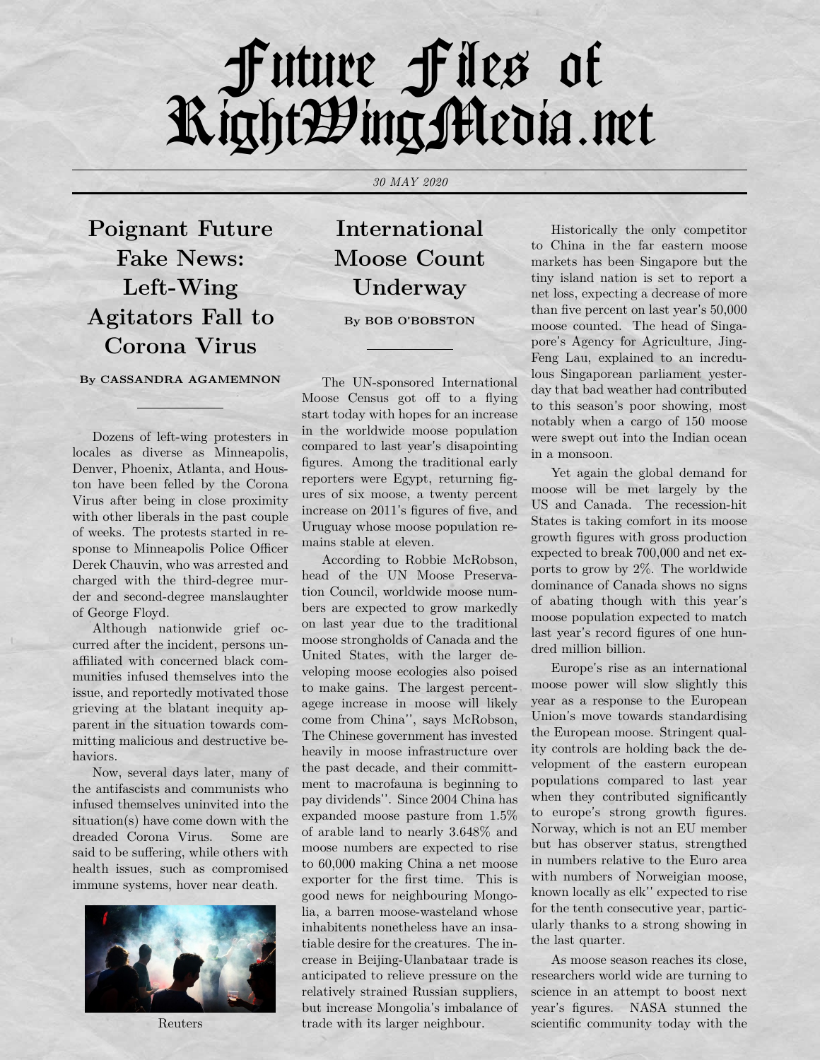# Future Files of RightWingMedia.net

*30 MAY 2020*

## Poignant Future Fake News: Left-Wing Agitators Fall to Corona Virus

By CASSANDRA AGAMEMNON

Dozens of left-wing protesters in locales as diverse as Minneapolis, Denver, Phoenix, Atlanta, and Houston have been felled by the Corona Virus after being in close proximity with other liberals in the past couple of weeks. The protests started in response to Minneapolis Police Officer Derek Chauvin, who was arrested and charged with the third-degree murder and second-degree manslaughter of George Floyd.

Although nationwide grief occurred after the incident, persons unaffiliated with concerned black communities infused themselves into the issue, and reportedly motivated those grieving at the blatant inequity apparent in the situation towards committing malicious and destructive behaviors.

Now, several days later, many of the antifascists and communists who infused themselves uninvited into the situation(s) have come down with the dreaded Corona Virus. Some are said to be suffering, while others with health issues, such as compromised immune systems, hover near death.

Reuters

## International Moose Count Underway

By BOB O'BOBSTON

The UN-sponsored International Moose Census got off to a flying start today with hopes for an increase in the worldwide moose population compared to last year's disapointing figures. Among the traditional early reporters were Egypt, returning figures of six moose, a twenty percent increase on 2011's figures of five, and Uruguay whose moose population remains stable at eleven.

According to Robbie McRobson, head of the UN Moose Preservation Council, worldwide moose numbers are expected to grow markedly on last year due to the traditional moose strongholds of Canada and the United States, with the larger developing moose ecologies also poised to make gains. The largest percentagege increase in moose will likely come from China'', says McRobson, The Chinese government has invested heavily in moose infrastructure over the past decade, and their committment to macrofauna is beginning to pay dividends''. Since 2004 China has expanded moose pasture from 1.5% of arable land to nearly 3.648% and moose numbers are expected to rise to 60,000 making China a net moose exporter for the first time. This is good news for neighbouring Mongolia, a barren moose-wasteland whose inhabitents nonetheless have an insatiable desire for the creatures. The increase in Beijing-Ulanbataar trade is anticipated to relieve pressure on the relatively strained Russian suppliers, but increase Mongolia's imbalance of trade with its larger neighbour.

Historically the only competitor to China in the far eastern moose markets has been Singapore but the tiny island nation is set to report a net loss, expecting a decrease of more than five percent on last year's 50,000 moose counted. The head of Singapore's Agency for Agriculture, Jing-Feng Lau, explained to an incredulous Singaporean parliament yesterday that bad weather had contributed to this season's poor showing, most notably when a cargo of 150 moose were swept out into the Indian ocean in a monsoon.

Yet again the global demand for moose will be met largely by the US and Canada. The recession-hit States is taking comfort in its moose growth figures with gross production expected to break 700,000 and net exports to grow by 2%. The worldwide dominance of Canada shows no signs of abating though with this year's moose population expected to match last year's record figures of one hundred million billion.

Europe's rise as an international moose power will slow slightly this year as a response to the European Union's move towards standardising the European moose. Stringent quality controls are holding back the development of the eastern european populations compared to last year when they contributed significantly to europe's strong growth figures. Norway, which is not an EU member but has observer status, strengthed in numbers relative to the Euro area with numbers of Norweigian moose, known locally as elk'' expected to rise for the tenth consecutive year, particularly thanks to a strong showing in the last quarter.

As moose season reaches its close, researchers world wide are turning to science in an attempt to boost next year's figures. NASA stunned the scientific community today with the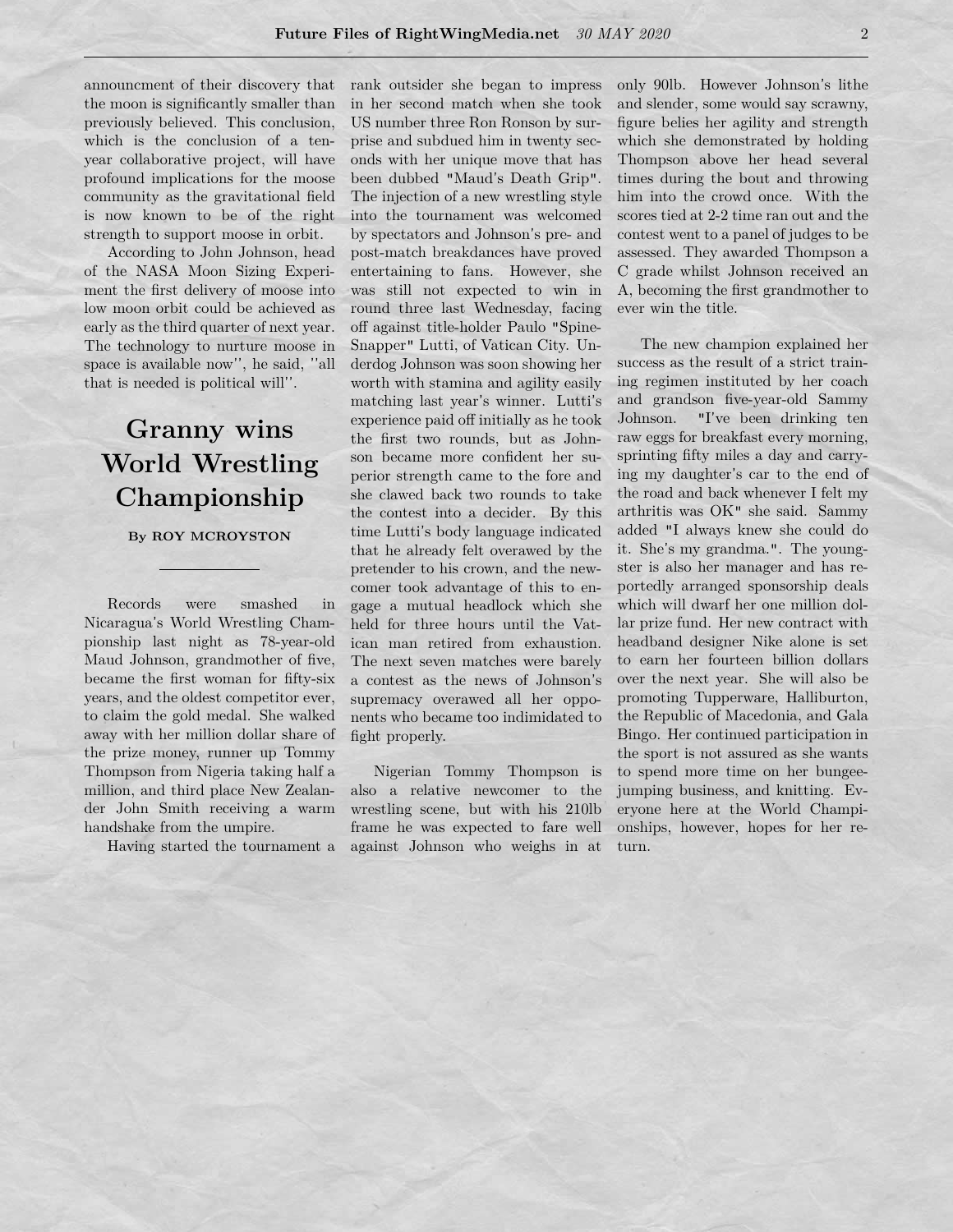announcment of their discovery that the moon is significantly smaller than previously believed. This conclusion, which is the conclusion of a ten-year collaborative project, will have profound implications for the moose community as the gravitational field is now known to be of the right strength to support moose in orbit.

According to John Johnson, head of the NASA Moon Sizing Experiment the first delivery of moose into low moon orbit could be achieved as early as the third quarter of next year. The technology to nurture moose in space is available now'', he said, ''all that is needed is political will''.

# Granny wins World Wrestling Championship

**By ROY MCROYSTON**

Records were smashed in Nicaragua's World Wrestling Championship last night as 78-year-old Maud Johnson, grandmother of five, became the first woman for fifty-six years, and the oldest competitor ever, to claim the gold medal. She walked away with her million dollar share of the prize money, runner up Tommy Thompson from Nigeria taking half a million, and third place New Zealander John Smith receiving a warm handshake from the umpire.

Having started the tournament a rank outsider she began to impress in her second match when she took US number three Ron Ronson by surprise and subdued him in twenty seconds with her unique move that has been dubbed "Maud's Death Grip". The injection of a new wrestling style into the tournament was welcomed by spectators and Johnson's pre- and post-match breakdances have proved entertaining to fans. However, she was still not expected to win in round three last Wednesday, facing off against title-holder Paulo "Spine-Snapper" Lutti, of Vatican City. Underdog Johnson was soon showing her worth with stamina and agility easily matching last year's winner. Lutti's experience paid off initially as he took the first two rounds, but as Johnson became more confident her superior strength came to the fore and she clawed back two rounds to take the contest into a decider. By this time Lutti's body language indicated that he already felt overawed by the pretender to his crown, and the newcomer took advantage of this to engage a mutual headlock which she held for three hours until the Vatican man retired from exhaustion. The next seven matches were barely a contest as the news of Johnson's supremacy overawed all her opponents who became too indimidated to fight properly.

Nigerian Tommy Thompson is also a relative newcomer to the wrestling scene, but with his 210lb frame he was expected to fare well against Johnson who weighs in at only 90lb. However Johnson's lithe and slender, some would say scrawny, figure belies her agility and strength which she demonstrated by holding Thompson above her head several times during the bout and throwing him into the crowd once. With the scores tied at 2-2 time ran out and the contest went to a panel of judges to be assessed. They awarded Thompson a C grade whilst Johnson received an A, becoming the first grandmother to ever win the title.

The new champion explained her success as the result of a strict training regimen instituted by her coach and grandson five-year-old Sammy Johnson. "I've been drinking ten raw eggs for breakfast every morning, sprinting fifty miles a day and carrying my daughter's car to the end of the road and back whenever I felt my arthritis was OK" she said. Sammy added "I always knew she could do it. She's my grandma.". The youngster is also her manager and has reportedly arranged sponsorship deals which will dwarf her one million dollar prize fund. Her new contract with headband designer Nike alone is set to earn her fourteen billion dollars over the next year. She will also be promoting Tupperware, Halliburton, the Republic of Macedonia, and Gala Bingo. Her continued participation in the sport is not assured as she wants to spend more time on her bungee-jumping business, and knitting. Everyone here at the World Championships, however, hopes for her return.